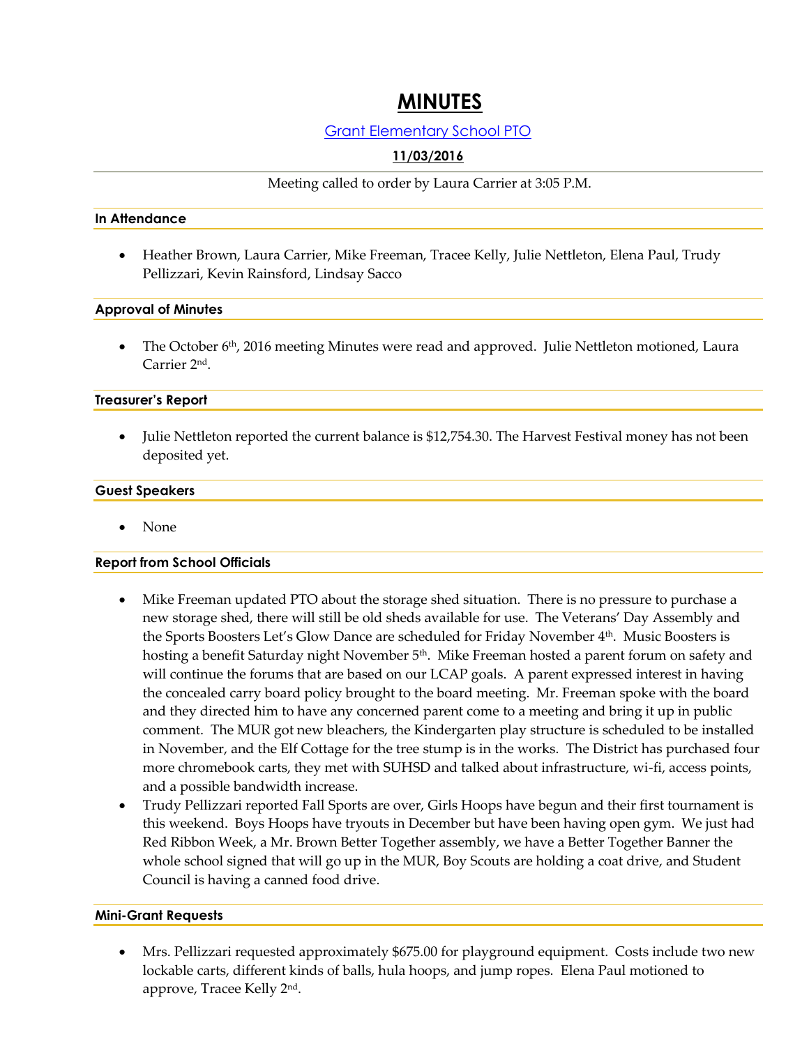# MINUTES

Grant Elementary School PTO

**11/03/2016**

Meeting called to order by Laura Carrier at 3:05 P.M.

### In Attendance

- Heather Brown, Laura Carrier, Mike Freeman, Tracee Kelly, Julie Nettleton, Elena Paul, Trudy Pellizzari, Kevin Rainsford, Lindsay Sacco

### Approval of Minutes

- The October 6th, 2016 meeting Minutes were read and approved. Julie Nettleton motioned, Laura Carrier 2nd.

### Treasurer's Report

- Julie Nettleton reported the current balance is $12,754.30. The Harvest Festival money has not been deposited yet.

### Guest Speakers

- None

### Report from School Officials

- Mike Freeman updated PTO about the storage shed situation. There is no pressure to purchase a new storage shed, there will still be old sheds available for use. The Veterans' Day Assembly and the Sports Boosters Let's Glow Dance are scheduled for Friday November 4th. Music Boosters is hosting a benefit Saturday night November 5th. Mike Freeman hosted a parent forum on safety and will continue the forums that are based on our LCAP goals. A parent expressed interest in having the concealed carry board policy brought to the board meeting. Mr. Freeman spoke with the board and they directed him to have any concerned parent come to a meeting and bring it up in public comment. The MUR got new bleachers, the Kindergarten play structure is scheduled to be installed in November, and the Elf Cottage for the tree stump is in the works. The District has purchased four more chromebook carts, they met with SUHSD and talked about infrastructure, wi-fi, access points, and a possible bandwidth increase.
- Trudy Pellizzari reported Fall Sports are over, Girls Hoops have begun and their first tournament is this weekend. Boys Hoops have tryouts in December but have been having open gym. We just had Red Ribbon Week, a Mr. Brown Better Together assembly, we have a Better Together Banner the whole school signed that will go up in the MUR, Boy Scouts are holding a coat drive, and Student Council is having a canned food drive.

### Mini-Grant Requests

- Mrs. Pellizzari requested approximately $675.00 for playground equipment. Costs include two new lockable carts, different kinds of balls, hula hoops, and jump ropes. Elena Paul motioned to approve, Tracee Kelly 2nd.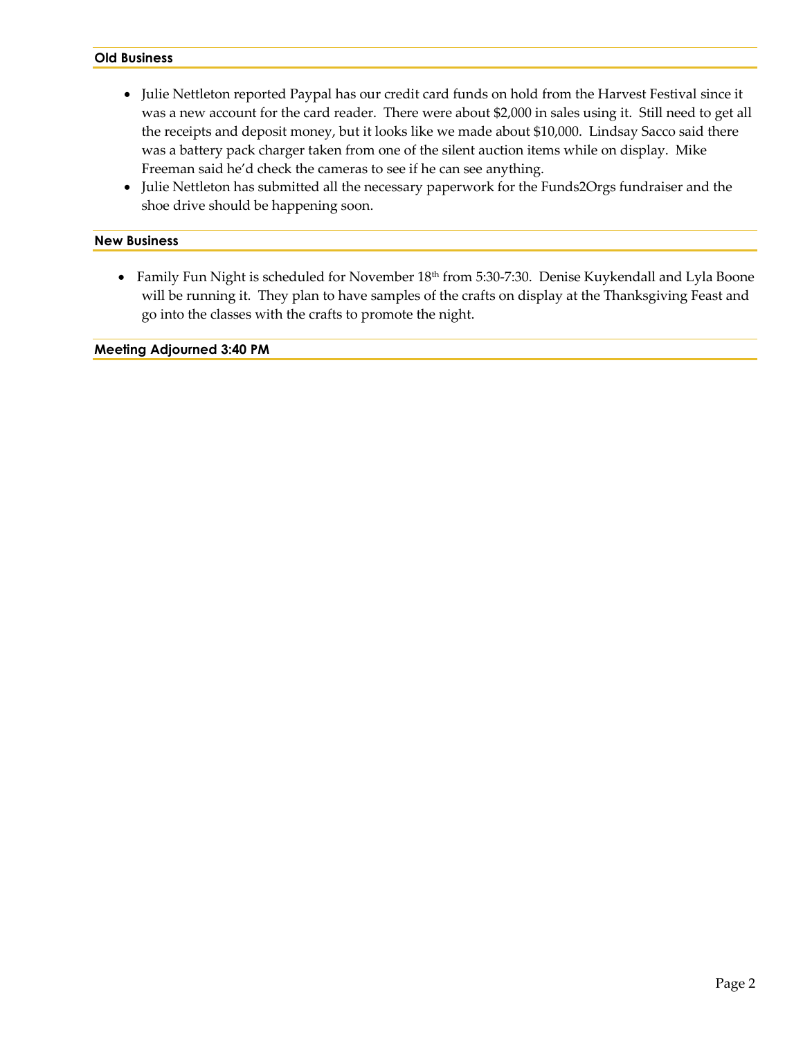## Old Business

- Julie Nettleton reported Paypal has our credit card funds on hold from the Harvest Festival since it was a new account for the card reader. There were about $2,000 in sales using it. Still need to get all the receipts and deposit money, but it looks like we made about $10,000. Lindsay Sacco said there was a battery pack charger taken from one of the silent auction items while on display. Mike Freeman said he'd check the cameras to see if he can see anything.
- Julie Nettleton has submitted all the necessary paperwork for the Funds2Orgs fundraiser and the shoe drive should be happening soon.

## New Business

- Family Fun Night is scheduled for November 18th from 5:30-7:30. Denise Kuykendall and Lyla Boone will be running it. They plan to have samples of the crafts on display at the Thanksgiving Feast and go into the classes with the crafts to promote the night.

## Meeting Adjourned 3:40 PM